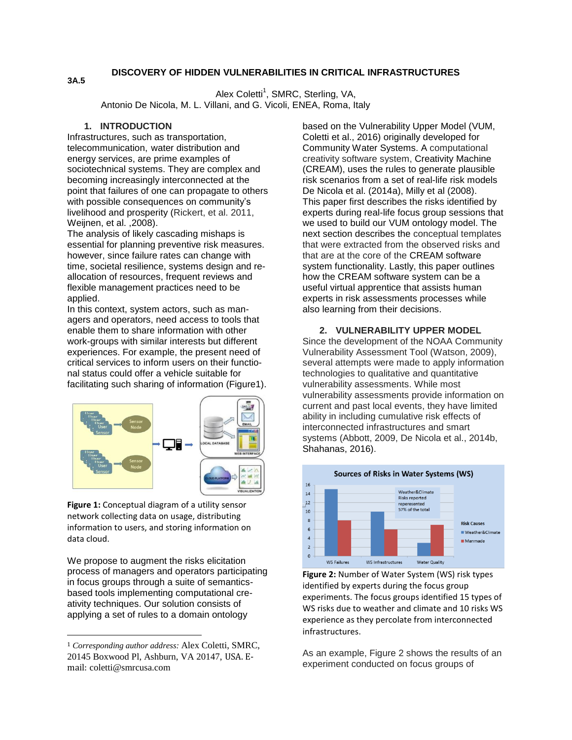3A.5

# DISCOVERY OF HIDDEN VULNERABILITIES IN CRITICAL INFRASTRUCTURES

Alex Coletti[1], SMRC, Sterling, VA,
Antonio De Nicola, M. L. Villani, and G. Vicoli, ENEA, Roma, Italy

## 1. INTRODUCTION

Infrastructures, such as transportation, telecommunication, water distribution and energy services, are prime examples of sociotechnical systems. They are complex and becoming increasingly interconnected at the point that failures of one can propagate to others with possible consequences on community's livelihood and prosperity (Rickert, et al. 2011, Weijnen, et al. ,2008).

The analysis of likely cascading mishaps is essential for planning preventive risk measures. however, since failure rates can change with time, societal resilience, systems design and re-allocation of resources, frequent reviews and flexible management practices need to be applied.

In this context, system actors, such as managers and operators, need access to tools that enable them to share information with other work-groups with similar interests but different experiences. For example, the present need of critical services to inform users on their functional status could offer a vehicle suitable for facilitating such sharing of information (Figure1).

**Figure 1:** Conceptual diagram of a utility sensor network collecting data on usage, distributing information to users, and storing information on data cloud.

We propose to augment the risks elicitation process of managers and operators participating in focus groups through a suite of semantics-based tools implementing computational creativity techniques. Our solution consists of applying a set of rules to a domain ontology based on the Vulnerability Upper Model (VUM, Coletti et al., 2016) originally developed for Community Water Systems. A computational creativity software system, Creativity Machine (CREAM), uses the rules to generate plausible risk scenarios from a set of real-life risk models De Nicola et al. (2014a), Milly et al (2008).

This paper first describes the risks identified by experts during real-life focus group sessions that we used to build our VUM ontology model. The next section describes the conceptual templates that were extracted from the observed risks and that are at the core of the CREAM software system functionality. Lastly, this paper outlines how the CREAM software system can be a useful virtual apprentice that assists human experts in risk assessments processes while also learning from their decisions.

## 2. VULNERABILITY UPPER MODEL

Since the development of the NOAA Community Vulnerability Assessment Tool (Watson, 2009), several attempts were made to apply information technologies to qualitative and quantitative vulnerability assessments. While most vulnerability assessments provide information on current and past local events, they have limited ability in including cumulative risk effects of interconnected infrastructures and smart systems (Abbott, 2009, De Nicola et al., 2014b, Shahanas, 2016).

**Figure 2:** Number of Water System (WS) risk types identified by experts during the focus group experiments. The focus groups identified 15 types of WS risks due to weather and climate and 10 risks WS experience as they percolate from interconnected infrastructures.

As an example, Figure 2 shows the results of an experiment conducted on focus groups of

---

[1] *Corresponding author address:* Alex Coletti, SMRC, 20145 Boxwood Pl, Ashburn, VA 20147, USA. E-mail: coletti@smrcusa.com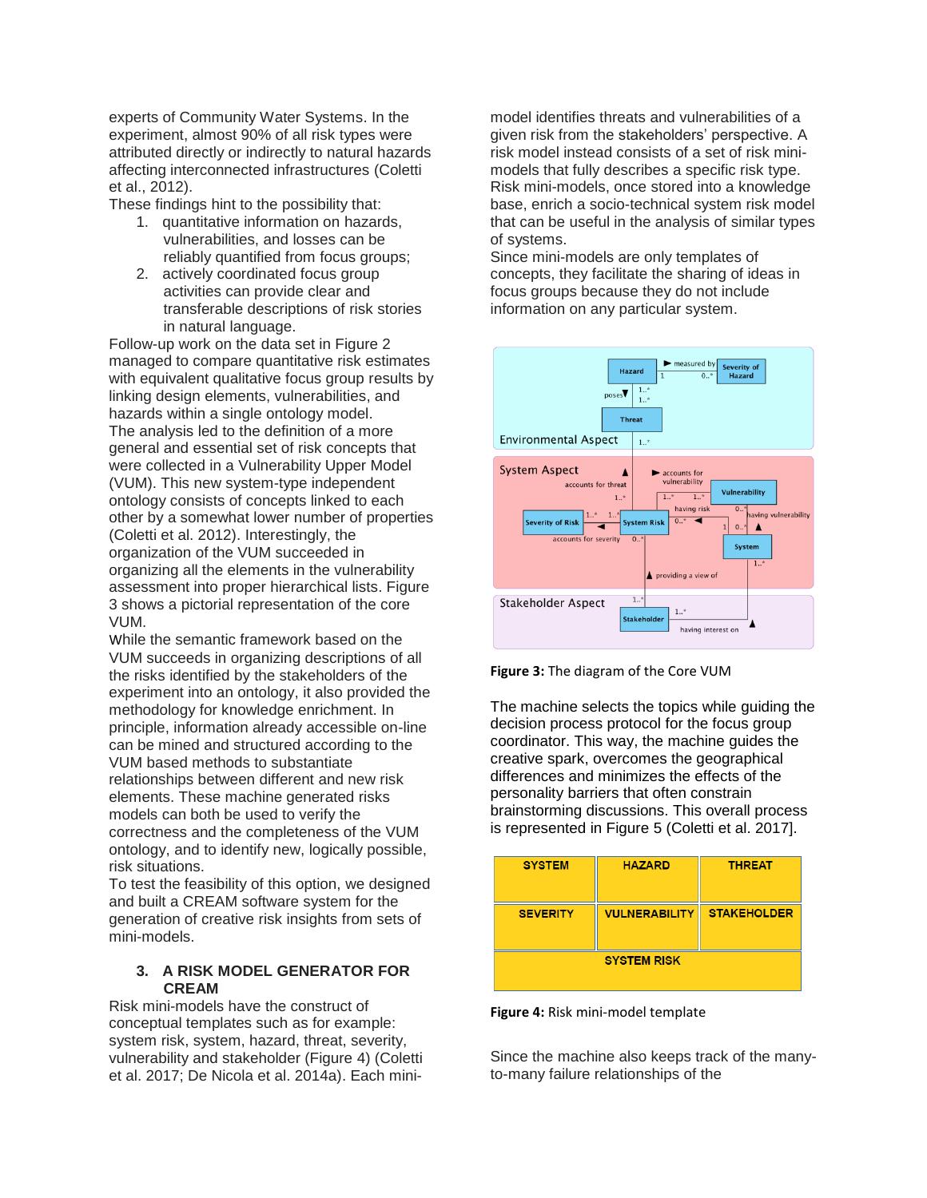experts of Community Water Systems. In the experiment, almost 90% of all risk types were attributed directly or indirectly to natural hazards affecting interconnected infrastructures (Coletti et al., 2012).

These findings hint to the possibility that:

1. quantitative information on hazards, vulnerabilities, and losses can be reliably quantified from focus groups;
2. actively coordinated focus group activities can provide clear and transferable descriptions of risk stories in natural language.

Follow-up work on the data set in Figure 2 managed to compare quantitative risk estimates with equivalent qualitative focus group results by linking design elements, vulnerabilities, and hazards within a single ontology model.

The analysis led to the definition of a more general and essential set of risk concepts that were collected in a Vulnerability Upper Model (VUM). This new system-type independent ontology consists of concepts linked to each other by a somewhat lower number of properties (Coletti et al. 2012). Interestingly, the organization of the VUM succeeded in organizing all the elements in the vulnerability assessment into proper hierarchical lists. Figure 3 shows a pictorial representation of the core VUM.

While the semantic framework based on the VUM succeeds in organizing descriptions of all the risks identified by the stakeholders of the experiment into an ontology, it also provided the methodology for knowledge enrichment. In principle, information already accessible on-line can be mined and structured according to the VUM based methods to substantiate relationships between different and new risk elements. These machine generated risks models can both be used to verify the correctness and the completeness of the VUM ontology, and to identify new, logically possible, risk situations.

To test the feasibility of this option, we designed and built a CREAM software system for the generation of creative risk insights from sets of mini-models.

## 3. A RISK MODEL GENERATOR FOR CREAM

Risk mini-models have the construct of conceptual templates such as for example: system risk, system, hazard, threat, severity, vulnerability and stakeholder (Figure 4) (Coletti et al. 2017; De Nicola et al. 2014a). Each mini-model identifies threats and vulnerabilities of a given risk from the stakeholders' perspective. A risk model instead consists of a set of risk mini-models that fully describes a specific risk type. Risk mini-models, once stored into a knowledge base, enrich a socio-technical system risk model that can be useful in the analysis of similar types of systems.

Since mini-models are only templates of concepts, they facilitate the sharing of ideas in focus groups because they do not include information on any particular system.

**Figure 3:** The diagram of the Core VUM

The machine selects the topics while guiding the decision process protocol for the focus group coordinator. This way, the machine guides the creative spark, overcomes the geographical differences and minimizes the effects of the personality barriers that often constrain brainstorming discussions. This overall process is represented in Figure 5 (Coletti et al. 2017].

| SYSTEM | HAZARD | THREAT |
|---|---|---|
| SEVERITY | VULNERABILITY | STAKEHOLDER |
| SYSTEM RISK | | |

**Figure 4:** Risk mini-model template

Since the machine also keeps track of the many-to-many failure relationships of the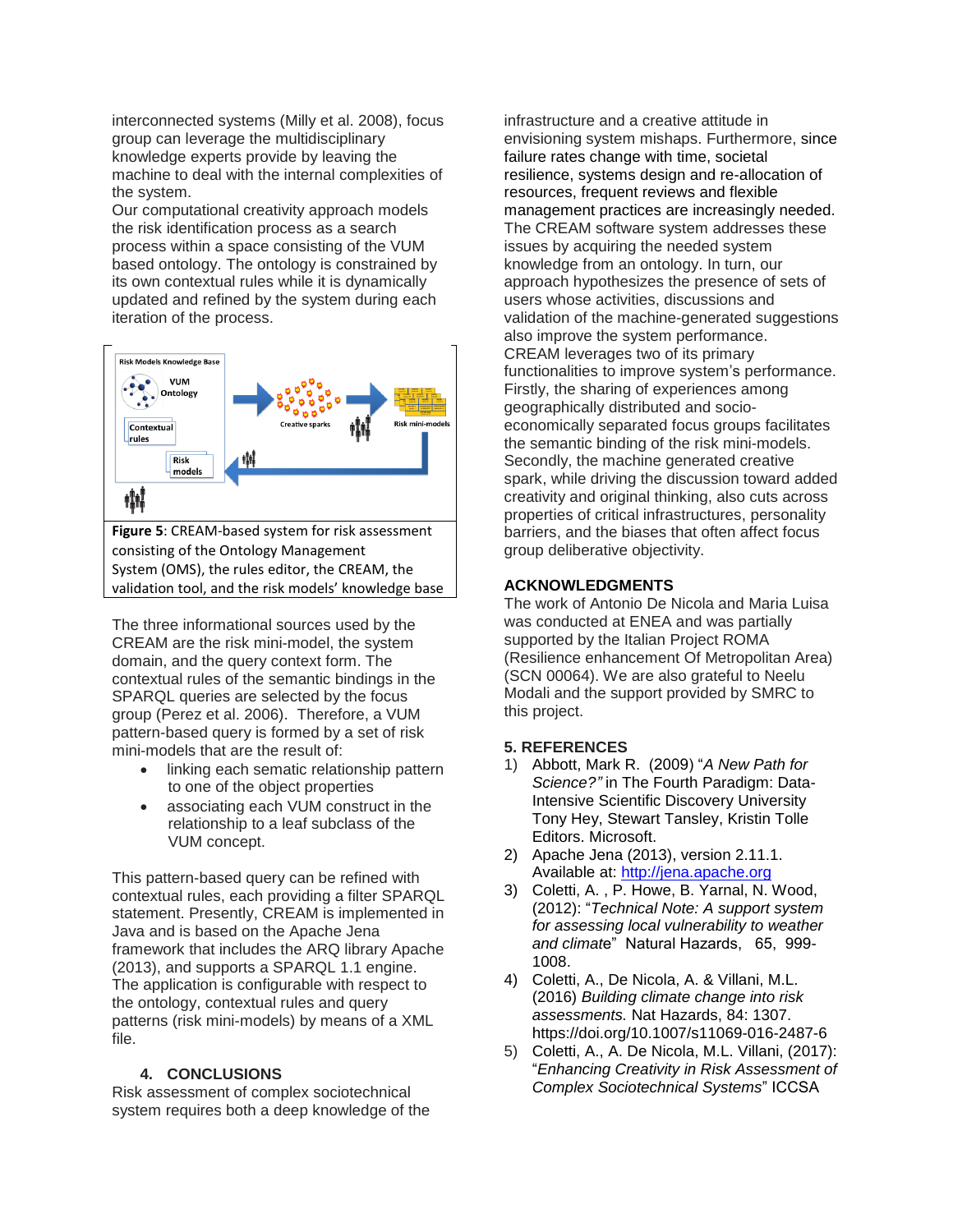interconnected systems (Milly et al. 2008), focus group can leverage the multidisciplinary knowledge experts provide by leaving the machine to deal with the internal complexities of the system.

Our computational creativity approach models the risk identification process as a search process within a space consisting of the VUM based ontology. The ontology is constrained by its own contextual rules while it is dynamically updated and refined by the system during each iteration of the process.

**Figure 5**: CREAM-based system for risk assessment consisting of the Ontology Management System (OMS), the rules editor, the CREAM, the validation tool, and the risk models' knowledge base

The three informational sources used by the CREAM are the risk mini-model, the system domain, and the query context form. The contextual rules of the semantic bindings in the SPARQL queries are selected by the focus group (Perez et al. 2006). Therefore, a VUM pattern-based query is formed by a set of risk mini-models that are the result of:

- linking each sematic relationship pattern to one of the object properties
- associating each VUM construct in the relationship to a leaf subclass of the VUM concept.

This pattern-based query can be refined with contextual rules, each providing a filter SPARQL statement. Presently, CREAM is implemented in Java and is based on the Apache Jena framework that includes the ARQ library Apache (2013), and supports a SPARQL 1.1 engine. The application is configurable with respect to the ontology, contextual rules and query patterns (risk mini-models) by means of a XML file.

## 4. CONCLUSIONS

Risk assessment of complex sociotechnical system requires both a deep knowledge of the infrastructure and a creative attitude in envisioning system mishaps. Furthermore, since failure rates change with time, societal resilience, systems design and re-allocation of resources, frequent reviews and flexible management practices are increasingly needed. The CREAM software system addresses these issues by acquiring the needed system knowledge from an ontology. In turn, our approach hypothesizes the presence of sets of users whose activities, discussions and validation of the machine-generated suggestions also improve the system performance.

CREAM leverages two of its primary functionalities to improve system's performance. Firstly, the sharing of experiences among geographically distributed and socio-economically separated focus groups facilitates the semantic binding of the risk mini-models. Secondly, the machine generated creative spark, while driving the discussion toward added creativity and original thinking, also cuts across properties of critical infrastructures, personality barriers, and the biases that often affect focus group deliberative objectivity.

## ACKNOWLEDGMENTS

The work of Antonio De Nicola and Maria Luisa was conducted at ENEA and was partially supported by the Italian Project ROMA (Resilience enhancement Of Metropolitan Area) (SCN 00064). We are also grateful to Neelu Modali and the support provided by SMRC to this project.

## 5. REFERENCES

1) Abbott, Mark R. (2009) "*A New Path for Science?"* in The Fourth Paradigm: Data-Intensive Scientific Discovery University Tony Hey, Stewart Tansley, Kristin Tolle Editors. Microsoft.
2) Apache Jena (2013), version 2.11.1. Available at: http://jena.apache.org
3) Coletti, A. , P. Howe, B. Yarnal, N. Wood, (2012): "*Technical Note: A support system for assessing local vulnerability to weather and climate*" Natural Hazards, 65, 999-1008.
4) Coletti, A., De Nicola, A. & Villani, M.L. (2016) *Building climate change into risk assessments.* Nat Hazards, 84: 1307. https://doi.org/10.1007/s11069-016-2487-6
5) Coletti, A., A. De Nicola, M.L. Villani, (2017): "*Enhancing Creativity in Risk Assessment of Complex Sociotechnical Systems*" ICCSA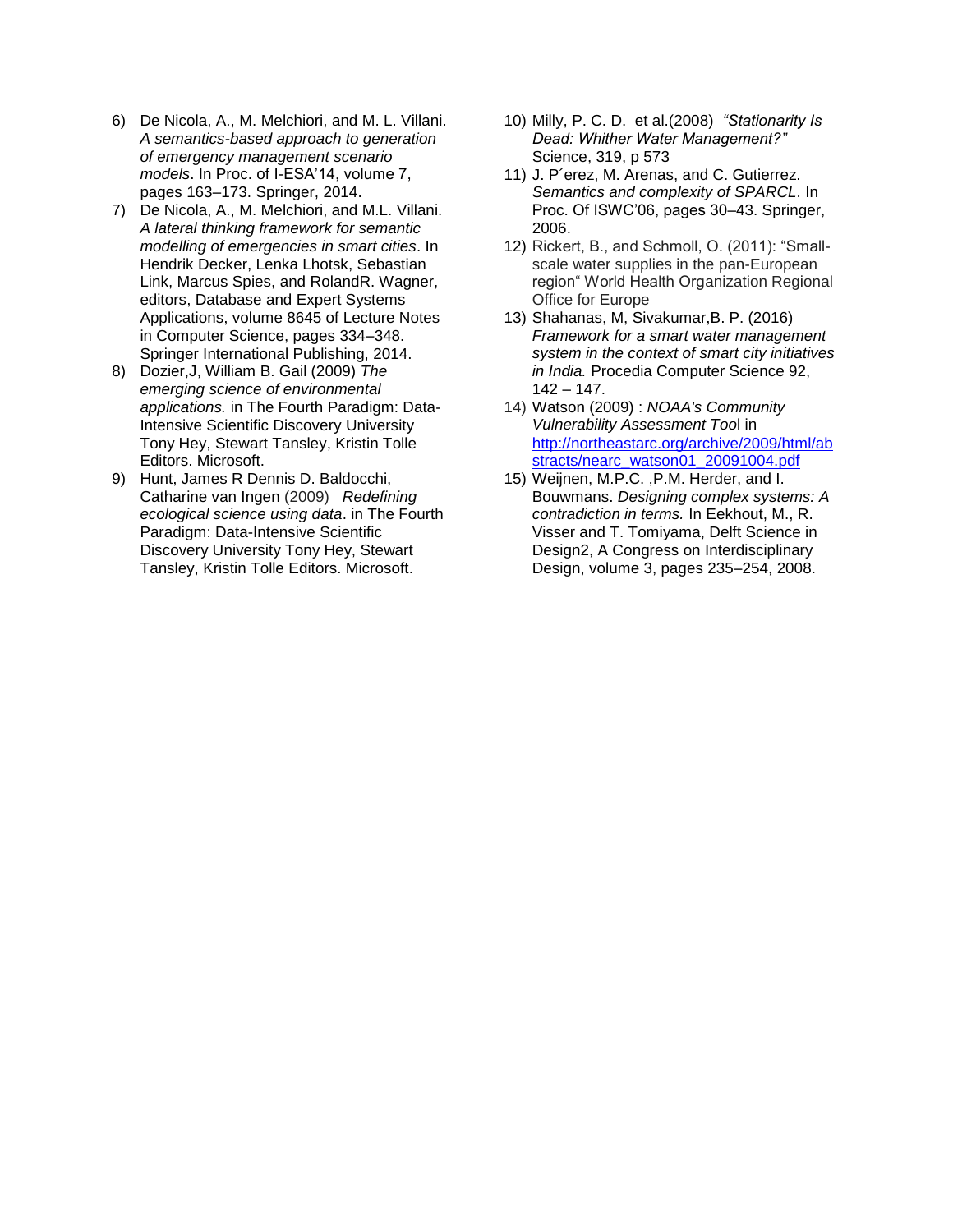6) De Nicola, A., M. Melchiori, and M. L. Villani. *A semantics-based approach to generation of emergency management scenario models*. In Proc. of I-ESA'14, volume 7, pages 163–173. Springer, 2014.
7) De Nicola, A., M. Melchiori, and M.L. Villani. *A lateral thinking framework for semantic modelling of emergencies in smart cities*. In Hendrik Decker, Lenka Lhotsk, Sebastian Link, Marcus Spies, and RolandR. Wagner, editors, Database and Expert Systems Applications, volume 8645 of Lecture Notes in Computer Science, pages 334–348. Springer International Publishing, 2014.
8) Dozier,J, William B. Gail (2009) *The emerging science of environmental applications.* in The Fourth Paradigm: Data-Intensive Scientific Discovery University Tony Hey, Stewart Tansley, Kristin Tolle Editors. Microsoft.
9) Hunt, James R Dennis D. Baldocchi, Catharine van Ingen (2009) *Redefining ecological science using data*. in The Fourth Paradigm: Data-Intensive Scientific Discovery University Tony Hey, Stewart Tansley, Kristin Tolle Editors. Microsoft.
10) Milly, P. C. D. et al.(2008) *"Stationarity Is Dead: Whither Water Management?"* Science, 319, p 573
11) J. P´erez, M. Arenas, and C. Gutierrez. *Semantics and complexity of SPARCL*. In Proc. Of ISWC'06, pages 30–43. Springer, 2006.
12) Rickert, B., and Schmoll, O. (2011): "Small-scale water supplies in the pan-European region" World Health Organization Regional Office for Europe
13) Shahanas, M, Sivakumar,B. P. (2016) *Framework for a smart water management system in the context of smart city initiatives in India.* Procedia Computer Science 92, 142 – 147.
14) Watson (2009) : *NOAA's Community Vulnerability Assessment Too*l in http://northeastarc.org/archive/2009/html/abstracts/nearc_watson01_20091004.pdf
15) Weijnen, M.P.C. ,P.M. Herder, and I. Bouwmans. *Designing complex systems: A contradiction in terms.* In Eekhout, M., R. Visser and T. Tomiyama, Delft Science in Design2, A Congress on Interdisciplinary Design, volume 3, pages 235–254, 2008.